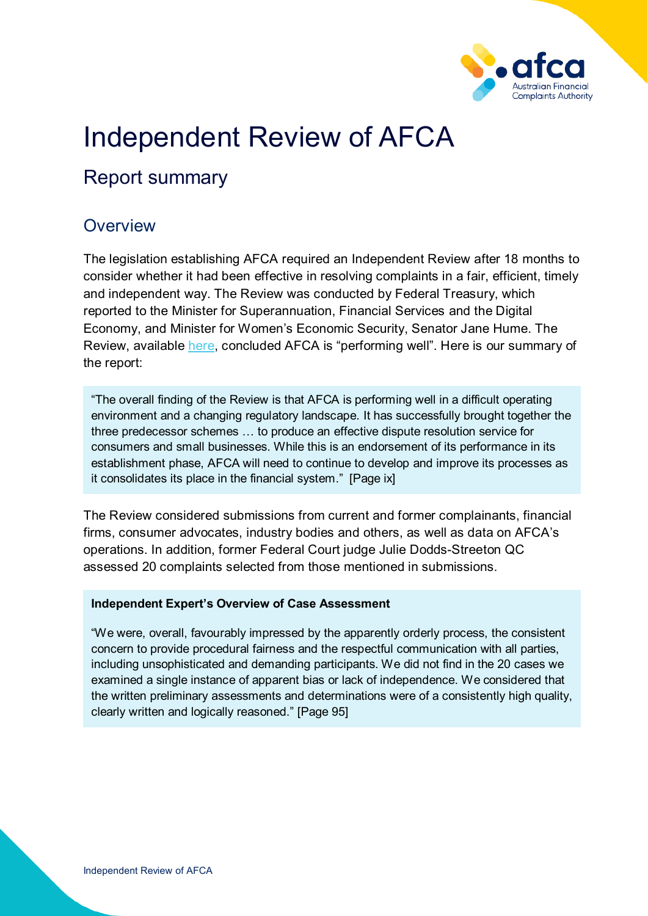# Independent Review of AFCA

## Report summary

### Overview

The legislation establishing AFCA required an Independent Review after 18 months to consider whether it had been effective in resolving complaints in a fair, efficient, timely and independent way. The Review was conducted by Federal Treasury, which reported to the Minister for Superannuation, Financial Services and the Digital Economy, and Minister for Women's Economic Security, Senator Jane Hume. The Review, available here, concluded AFCA is "performing well". Here is our summary of the report:

> "The overall finding of the Review is that AFCA is performing well in a difficult operating environment and a changing regulatory landscape. It has successfully brought together the three predecessor schemes … to produce an effective dispute resolution service for consumers and small businesses. While this is an endorsement of its performance in its establishment phase, AFCA will need to continue to develop and improve its processes as it consolidates its place in the financial system." [Page ix]

The Review considered submissions from current and former complainants, financial firms, consumer advocates, industry bodies and others, as well as data on AFCA's operations. In addition, former Federal Court judge Julie Dodds-Streeton QC assessed 20 complaints selected from those mentioned in submissions.

> **Independent Expert's Overview of Case Assessment**
>
> "We were, overall, favourably impressed by the apparently orderly process, the consistent concern to provide procedural fairness and the respectful communication with all parties, including unsophisticated and demanding participants. We did not find in the 20 cases we examined a single instance of apparent bias or lack of independence. We considered that the written preliminary assessments and determinations were of a consistently high quality, clearly written and logically reasoned." [Page 95]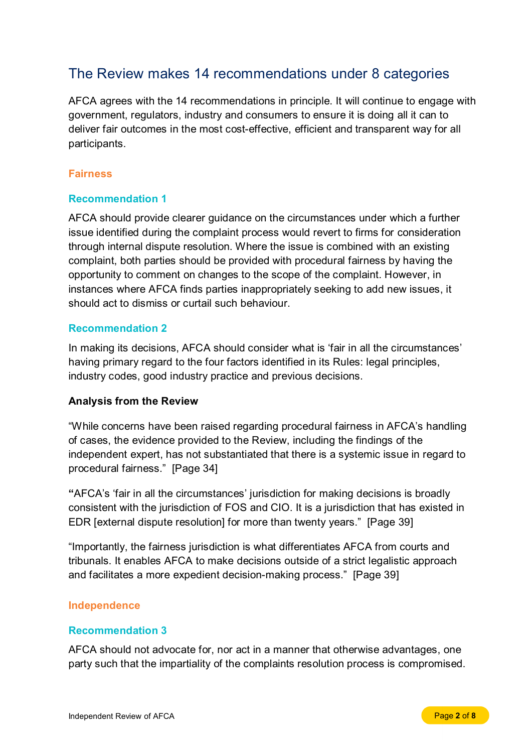## The Review makes 14 recommendations under 8 categories

AFCA agrees with the 14 recommendations in principle. It will continue to engage with government, regulators, industry and consumers to ensure it is doing all it can to deliver fair outcomes in the most cost-effective, efficient and transparent way for all participants.

### Fairness

#### Recommendation 1

AFCA should provide clearer guidance on the circumstances under which a further issue identified during the complaint process would revert to firms for consideration through internal dispute resolution. Where the issue is combined with an existing complaint, both parties should be provided with procedural fairness by having the opportunity to comment on changes to the scope of the complaint. However, in instances where AFCA finds parties inappropriately seeking to add new issues, it should act to dismiss or curtail such behaviour.

#### Recommendation 2

In making its decisions, AFCA should consider what is 'fair in all the circumstances' having primary regard to the four factors identified in its Rules: legal principles, industry codes, good industry practice and previous decisions.

**Analysis from the Review**

"While concerns have been raised regarding procedural fairness in AFCA's handling of cases, the evidence provided to the Review, including the findings of the independent expert, has not substantiated that there is a systemic issue in regard to procedural fairness." [Page 34]

**"**AFCA's 'fair in all the circumstances' jurisdiction for making decisions is broadly consistent with the jurisdiction of FOS and CIO. It is a jurisdiction that has existed in EDR [external dispute resolution] for more than twenty years." [Page 39]

"Importantly, the fairness jurisdiction is what differentiates AFCA from courts and tribunals. It enables AFCA to make decisions outside of a strict legalistic approach and facilitates a more expedient decision-making process." [Page 39]

### Independence

#### Recommendation 3

AFCA should not advocate for, nor act in a manner that otherwise advantages, one party such that the impartiality of the complaints resolution process is compromised.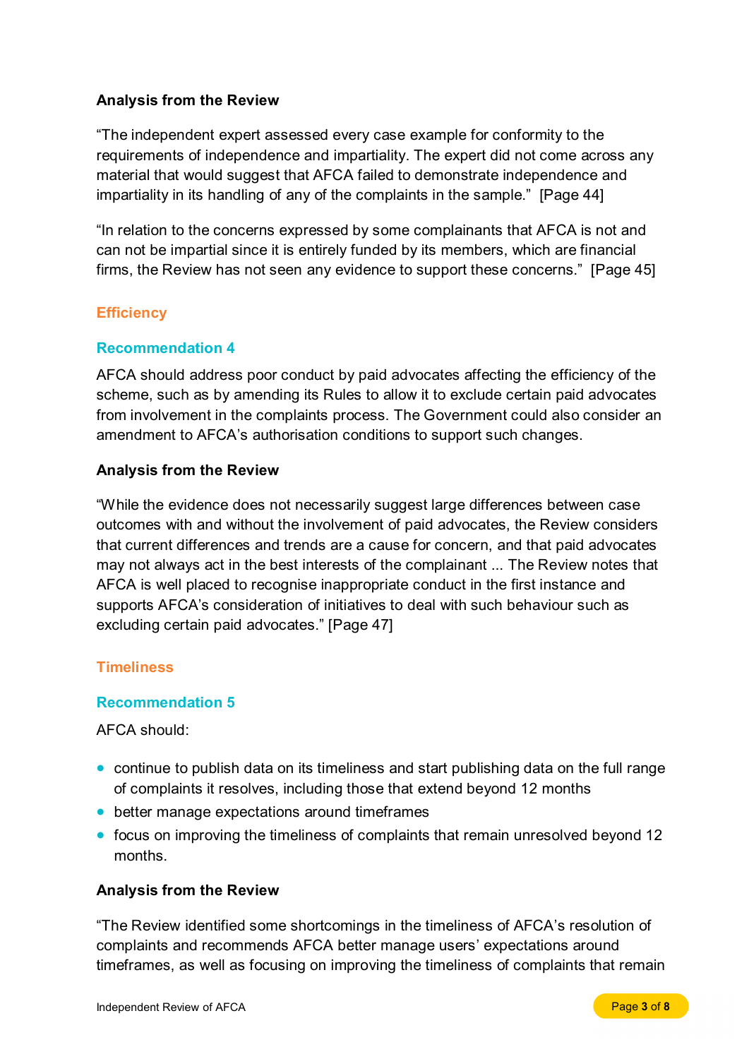**Analysis from the Review**

"The independent expert assessed every case example for conformity to the requirements of independence and impartiality. The expert did not come across any material that would suggest that AFCA failed to demonstrate independence and impartiality in its handling of any of the complaints in the sample." [Page 44]

"In relation to the concerns expressed by some complainants that AFCA is not and can not be impartial since it is entirely funded by its members, which are financial firms, the Review has not seen any evidence to support these concerns." [Page 45]

## Efficiency

### Recommendation 4

AFCA should address poor conduct by paid advocates affecting the efficiency of the scheme, such as by amending its Rules to allow it to exclude certain paid advocates from involvement in the complaints process. The Government could also consider an amendment to AFCA's authorisation conditions to support such changes.

**Analysis from the Review**

"While the evidence does not necessarily suggest large differences between case outcomes with and without the involvement of paid advocates, the Review considers that current differences and trends are a cause for concern, and that paid advocates may not always act in the best interests of the complainant ... The Review notes that AFCA is well placed to recognise inappropriate conduct in the first instance and supports AFCA's consideration of initiatives to deal with such behaviour such as excluding certain paid advocates." [Page 47]

## Timeliness

### Recommendation 5

AFCA should:

- continue to publish data on its timeliness and start publishing data on the full range of complaints it resolves, including those that extend beyond 12 months
- better manage expectations around timeframes
- focus on improving the timeliness of complaints that remain unresolved beyond 12 months.

**Analysis from the Review**

"The Review identified some shortcomings in the timeliness of AFCA's resolution of complaints and recommends AFCA better manage users' expectations around timeframes, as well as focusing on improving the timeliness of complaints that remain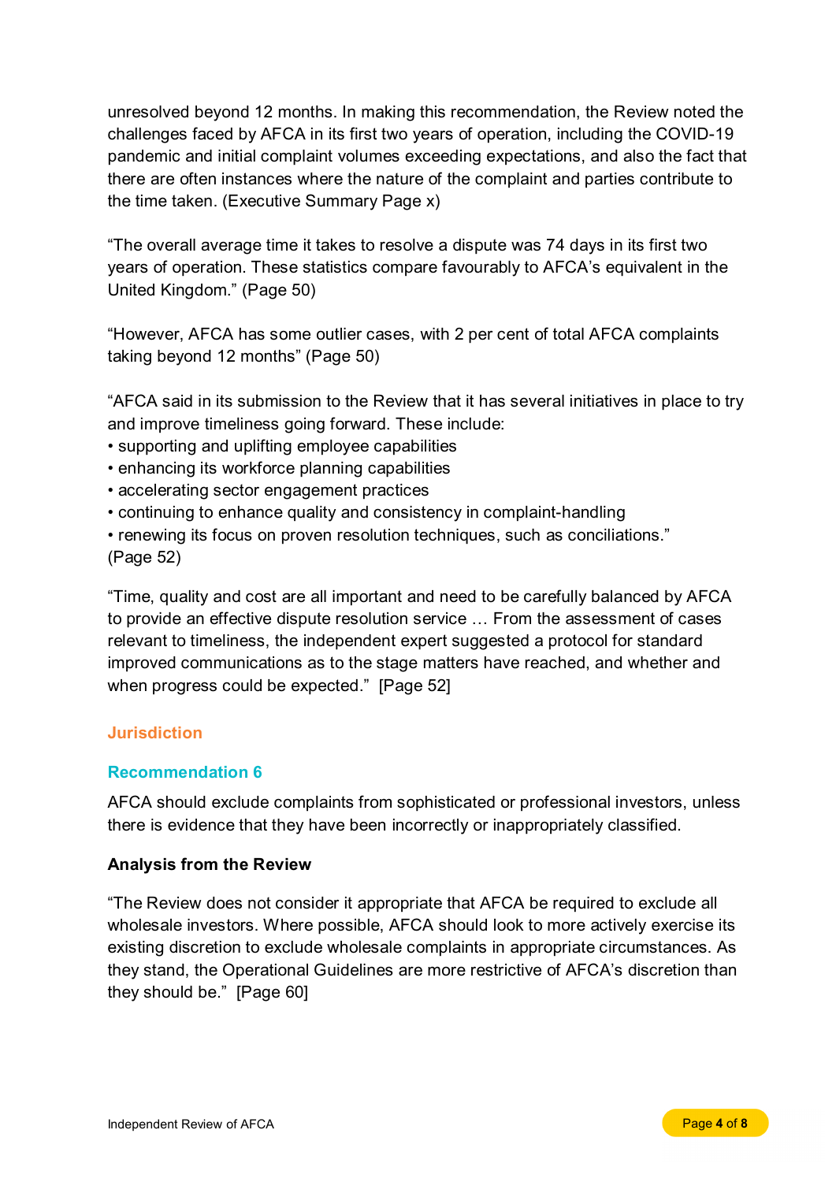unresolved beyond 12 months. In making this recommendation, the Review noted the challenges faced by AFCA in its first two years of operation, including the COVID-19 pandemic and initial complaint volumes exceeding expectations, and also the fact that there are often instances where the nature of the complaint and parties contribute to the time taken. (Executive Summary Page x)

"The overall average time it takes to resolve a dispute was 74 days in its first two years of operation. These statistics compare favourably to AFCA's equivalent in the United Kingdom." (Page 50)

"However, AFCA has some outlier cases, with 2 per cent of total AFCA complaints taking beyond 12 months" (Page 50)

"AFCA said in its submission to the Review that it has several initiatives in place to try and improve timeliness going forward. These include:

- supporting and uplifting employee capabilities
- enhancing its workforce planning capabilities
- accelerating sector engagement practices
- continuing to enhance quality and consistency in complaint-handling
- renewing its focus on proven resolution techniques, such as conciliations."

(Page 52)

"Time, quality and cost are all important and need to be carefully balanced by AFCA to provide an effective dispute resolution service … From the assessment of cases relevant to timeliness, the independent expert suggested a protocol for standard improved communications as to the stage matters have reached, and whether and when progress could be expected." [Page 52]

## Jurisdiction

### Recommendation 6

AFCA should exclude complaints from sophisticated or professional investors, unless there is evidence that they have been incorrectly or inappropriately classified.

**Analysis from the Review**

"The Review does not consider it appropriate that AFCA be required to exclude all wholesale investors. Where possible, AFCA should look to more actively exercise its existing discretion to exclude wholesale complaints in appropriate circumstances. As they stand, the Operational Guidelines are more restrictive of AFCA's discretion than they should be." [Page 60]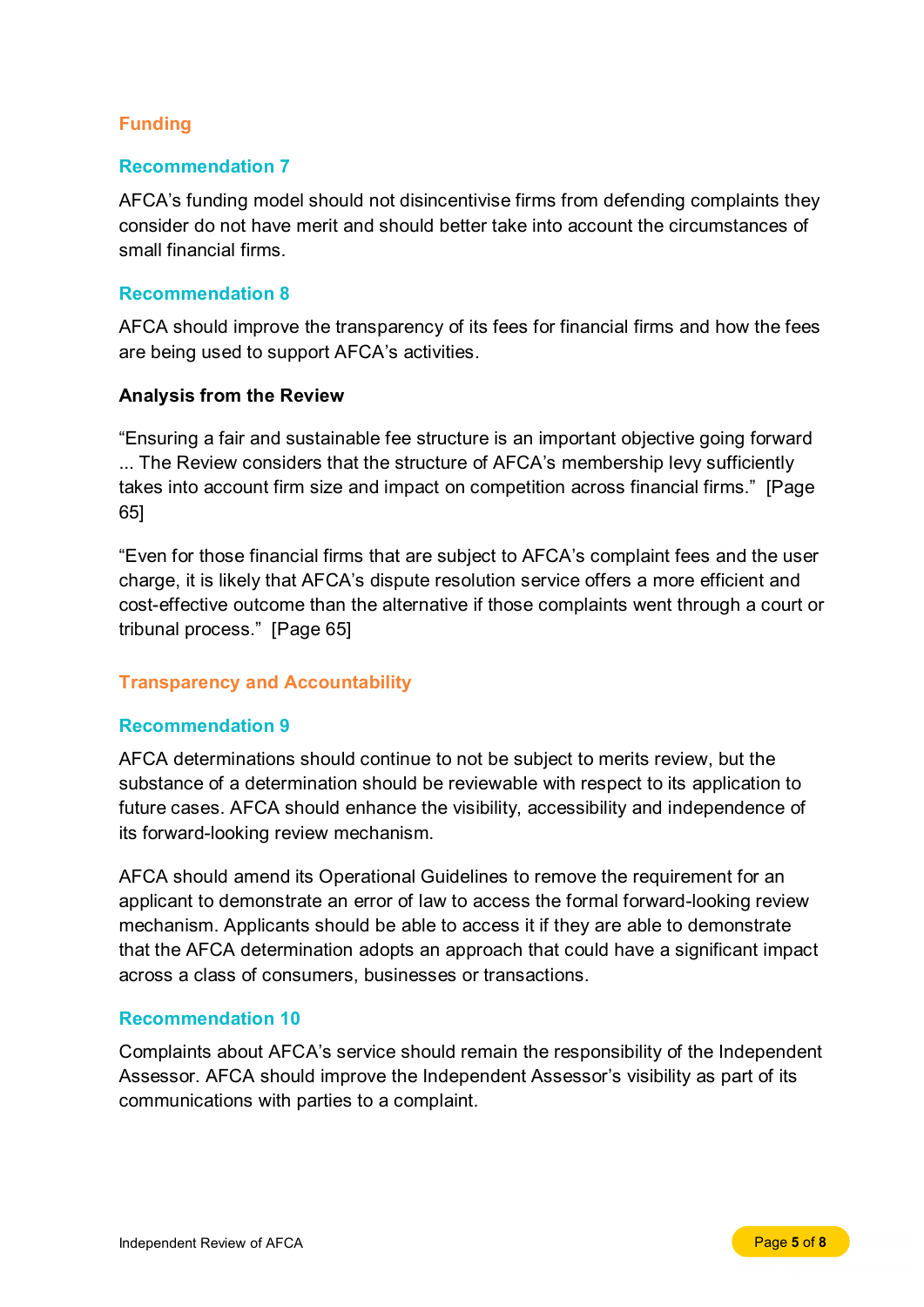## Funding

### Recommendation 7

AFCA's funding model should not disincentivise firms from defending complaints they consider do not have merit and should better take into account the circumstances of small financial firms.

### Recommendation 8

AFCA should improve the transparency of its fees for financial firms and how the fees are being used to support AFCA's activities.

**Analysis from the Review**

"Ensuring a fair and sustainable fee structure is an important objective going forward ... The Review considers that the structure of AFCA's membership levy sufficiently takes into account firm size and impact on competition across financial firms." [Page 65]

"Even for those financial firms that are subject to AFCA's complaint fees and the user charge, it is likely that AFCA's dispute resolution service offers a more efficient and cost-effective outcome than the alternative if those complaints went through a court or tribunal process." [Page 65]

## Transparency and Accountability

### Recommendation 9

AFCA determinations should continue to not be subject to merits review, but the substance of a determination should be reviewable with respect to its application to future cases. AFCA should enhance the visibility, accessibility and independence of its forward-looking review mechanism.

AFCA should amend its Operational Guidelines to remove the requirement for an applicant to demonstrate an error of law to access the formal forward-looking review mechanism. Applicants should be able to access it if they are able to demonstrate that the AFCA determination adopts an approach that could have a significant impact across a class of consumers, businesses or transactions.

### Recommendation 10

Complaints about AFCA's service should remain the responsibility of the Independent Assessor. AFCA should improve the Independent Assessor's visibility as part of its communications with parties to a complaint.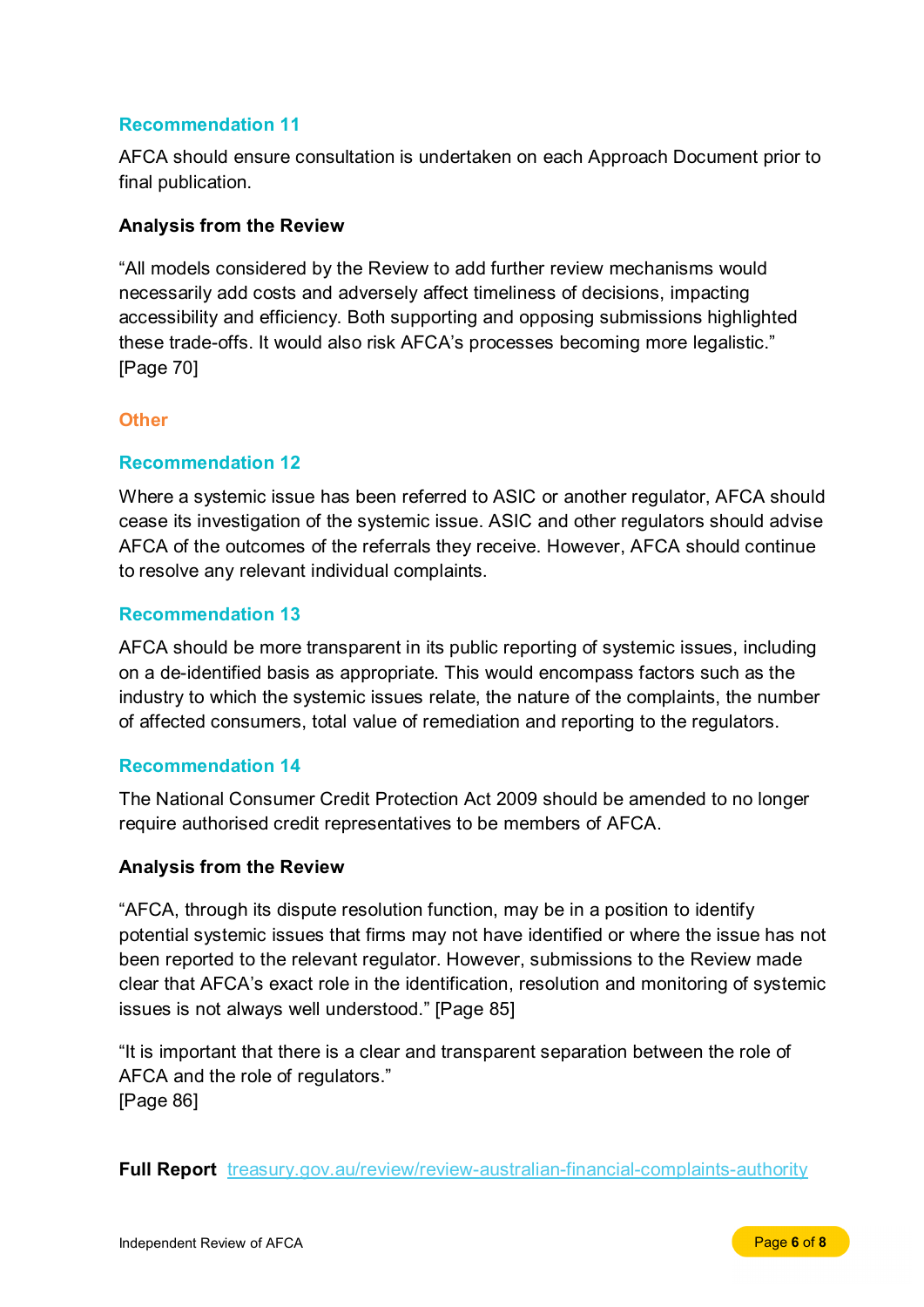### Recommendation 11

AFCA should ensure consultation is undertaken on each Approach Document prior to final publication.

#### Analysis from the Review

"All models considered by the Review to add further review mechanisms would necessarily add costs and adversely affect timeliness of decisions, impacting accessibility and efficiency. Both supporting and opposing submissions highlighted these trade-offs. It would also risk AFCA's processes becoming more legalistic." [Page 70]

## Other

### Recommendation 12

Where a systemic issue has been referred to ASIC or another regulator, AFCA should cease its investigation of the systemic issue. ASIC and other regulators should advise AFCA of the outcomes of the referrals they receive. However, AFCA should continue to resolve any relevant individual complaints.

### Recommendation 13

AFCA should be more transparent in its public reporting of systemic issues, including on a de-identified basis as appropriate. This would encompass factors such as the industry to which the systemic issues relate, the nature of the complaints, the number of affected consumers, total value of remediation and reporting to the regulators.

### Recommendation 14

The National Consumer Credit Protection Act 2009 should be amended to no longer require authorised credit representatives to be members of AFCA.

#### Analysis from the Review

"AFCA, through its dispute resolution function, may be in a position to identify potential systemic issues that firms may not have identified or where the issue has not been reported to the relevant regulator. However, submissions to the Review made clear that AFCA's exact role in the identification, resolution and monitoring of systemic issues is not always well understood." [Page 85]

"It is important that there is a clear and transparent separation between the role of AFCA and the role of regulators."
[Page 86]

**Full Report** [treasury.gov.au/review/review-australian-financial-complaints-authority](treasury.gov.au/review/review-australian-financial-complaints-authority)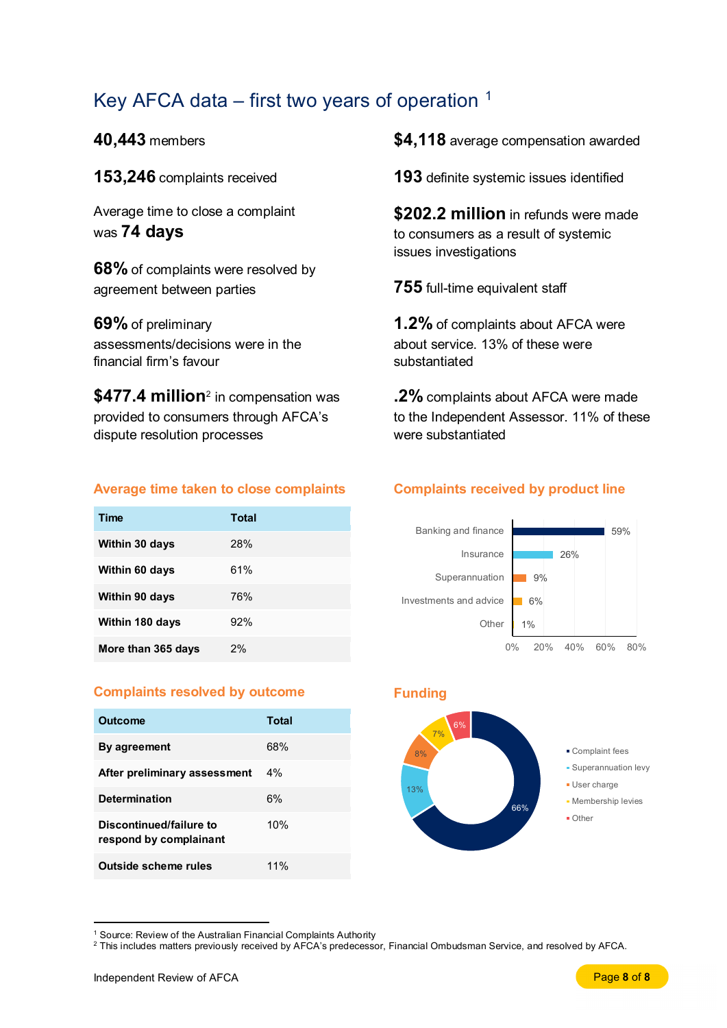## Key AFCA data – first two years of operation [1]

**40,443** members

**153,246** complaints received

Average time to close a complaint was **74 days**

**68%** of complaints were resolved by agreement between parties

**69%** of preliminary assessments/decisions were in the financial firm's favour

**$477.4 million**[2] in compensation was provided to consumers through AFCA's dispute resolution processes

**$4,118** average compensation awarded

**193** definite systemic issues identified

**$202.2 million** in refunds were made to consumers as a result of systemic issues investigations

**755** full-time equivalent staff

**1.2%** of complaints about AFCA were about service. 13% of these were substantiated

**.2%** complaints about AFCA were made to the Independent Assessor. 11% of these were substantiated

### Average time taken to close complaints

| Time | Total |
|---|---|
| **Within 30 days** | 28% |
| **Within 60 days** | 61% |
| **Within 90 days** | 76% |
| **Within 180 days** | 92% |
| **More than 365 days** | 2% |

### Complaints received by product line

Banking and finance 59%
Insurance 26%
Superannuation 9%
Investments and advice 6%
Other 1%
0% 20% 40% 60% 80%

### Complaints resolved by outcome

| Outcome | Total |
|---|---|
| **By agreement** | 68% |
| **After preliminary assessment** | 4% |
| **Determination** | 6% |
| **Discontinued/failure to respond by complainant** | 10% |
| **Outside scheme rules** | 11% |

### Funding

66%
13%
8%
7%
6%

- Complaint fees
- Superannuation levy
- User charge
- Membership levies
- Other

---

[1] Source: Review of the Australian Financial Complaints Authority
[2] This includes matters previously received by AFCA's predecessor, Financial Ombudsman Service, and resolved by AFCA.